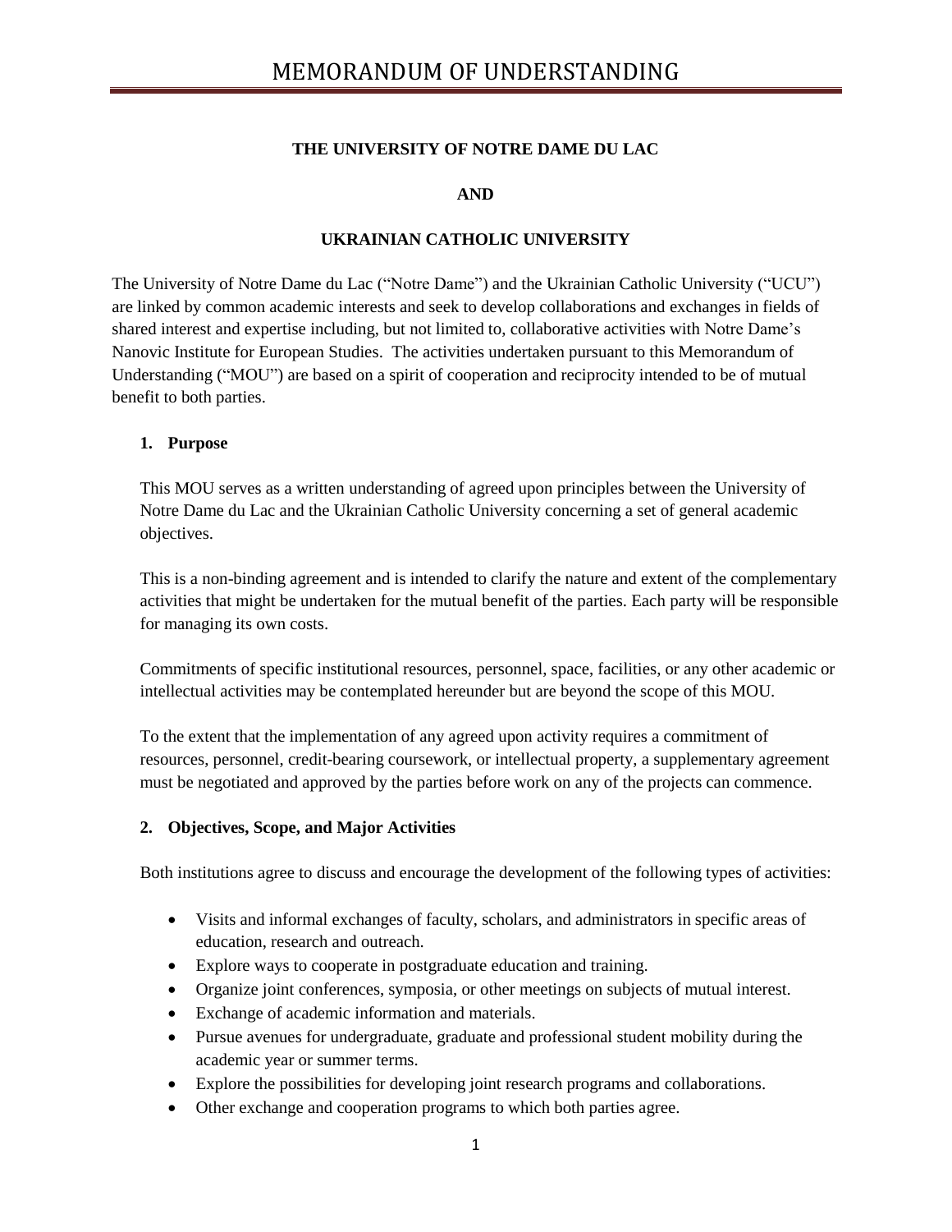# MEMORANDUM OF UNDERSTANDING

**THE UNIVERSITY OF NOTRE DAME DU LAC**

**AND**

**UKRAINIAN CATHOLIC UNIVERSITY**

The University of Notre Dame du Lac ("Notre Dame") and the Ukrainian Catholic University ("UCU") are linked by common academic interests and seek to develop collaborations and exchanges in fields of shared interest and expertise including, but not limited to, collaborative activities with Notre Dame's Nanovic Institute for European Studies. The activities undertaken pursuant to this Memorandum of Understanding ("MOU") are based on a spirit of cooperation and reciprocity intended to be of mutual benefit to both parties.

## 1. Purpose

This MOU serves as a written understanding of agreed upon principles between the University of Notre Dame du Lac and the Ukrainian Catholic University concerning a set of general academic objectives.

This is a non-binding agreement and is intended to clarify the nature and extent of the complementary activities that might be undertaken for the mutual benefit of the parties. Each party will be responsible for managing its own costs.

Commitments of specific institutional resources, personnel, space, facilities, or any other academic or intellectual activities may be contemplated hereunder but are beyond the scope of this MOU.

To the extent that the implementation of any agreed upon activity requires a commitment of resources, personnel, credit-bearing coursework, or intellectual property, a supplementary agreement must be negotiated and approved by the parties before work on any of the projects can commence.

## 2. Objectives, Scope, and Major Activities

Both institutions agree to discuss and encourage the development of the following types of activities:

- Visits and informal exchanges of faculty, scholars, and administrators in specific areas of education, research and outreach.
- Explore ways to cooperate in postgraduate education and training.
- Organize joint conferences, symposia, or other meetings on subjects of mutual interest.
- Exchange of academic information and materials.
- Pursue avenues for undergraduate, graduate and professional student mobility during the academic year or summer terms.
- Explore the possibilities for developing joint research programs and collaborations.
- Other exchange and cooperation programs to which both parties agree.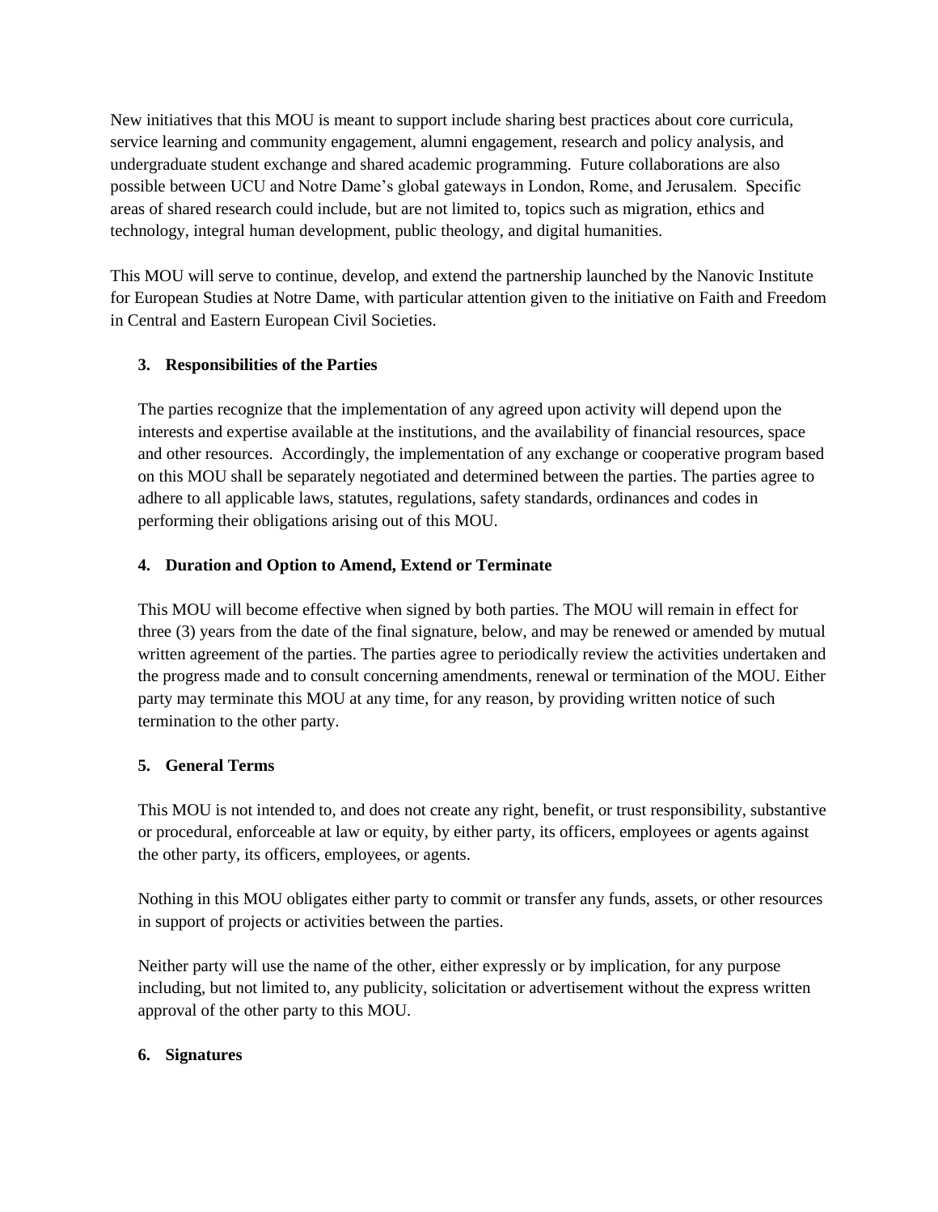New initiatives that this MOU is meant to support include sharing best practices about core curricula, service learning and community engagement, alumni engagement, research and policy analysis, and undergraduate student exchange and shared academic programming. Future collaborations are also possible between UCU and Notre Dame's global gateways in London, Rome, and Jerusalem. Specific areas of shared research could include, but are not limited to, topics such as migration, ethics and technology, integral human development, public theology, and digital humanities.

This MOU will serve to continue, develop, and extend the partnership launched by the Nanovic Institute for European Studies at Notre Dame, with particular attention given to the initiative on Faith and Freedom in Central and Eastern European Civil Societies.

## 3. Responsibilities of the Parties

The parties recognize that the implementation of any agreed upon activity will depend upon the interests and expertise available at the institutions, and the availability of financial resources, space and other resources. Accordingly, the implementation of any exchange or cooperative program based on this MOU shall be separately negotiated and determined between the parties. The parties agree to adhere to all applicable laws, statutes, regulations, safety standards, ordinances and codes in performing their obligations arising out of this MOU.

## 4. Duration and Option to Amend, Extend or Terminate

This MOU will become effective when signed by both parties. The MOU will remain in effect for three (3) years from the date of the final signature, below, and may be renewed or amended by mutual written agreement of the parties. The parties agree to periodically review the activities undertaken and the progress made and to consult concerning amendments, renewal or termination of the MOU. Either party may terminate this MOU at any time, for any reason, by providing written notice of such termination to the other party.

## 5. General Terms

This MOU is not intended to, and does not create any right, benefit, or trust responsibility, substantive or procedural, enforceable at law or equity, by either party, its officers, employees or agents against the other party, its officers, employees, or agents.

Nothing in this MOU obligates either party to commit or transfer any funds, assets, or other resources in support of projects or activities between the parties.

Neither party will use the name of the other, either expressly or by implication, for any purpose including, but not limited to, any publicity, solicitation or advertisement without the express written approval of the other party to this MOU.

## 6. Signatures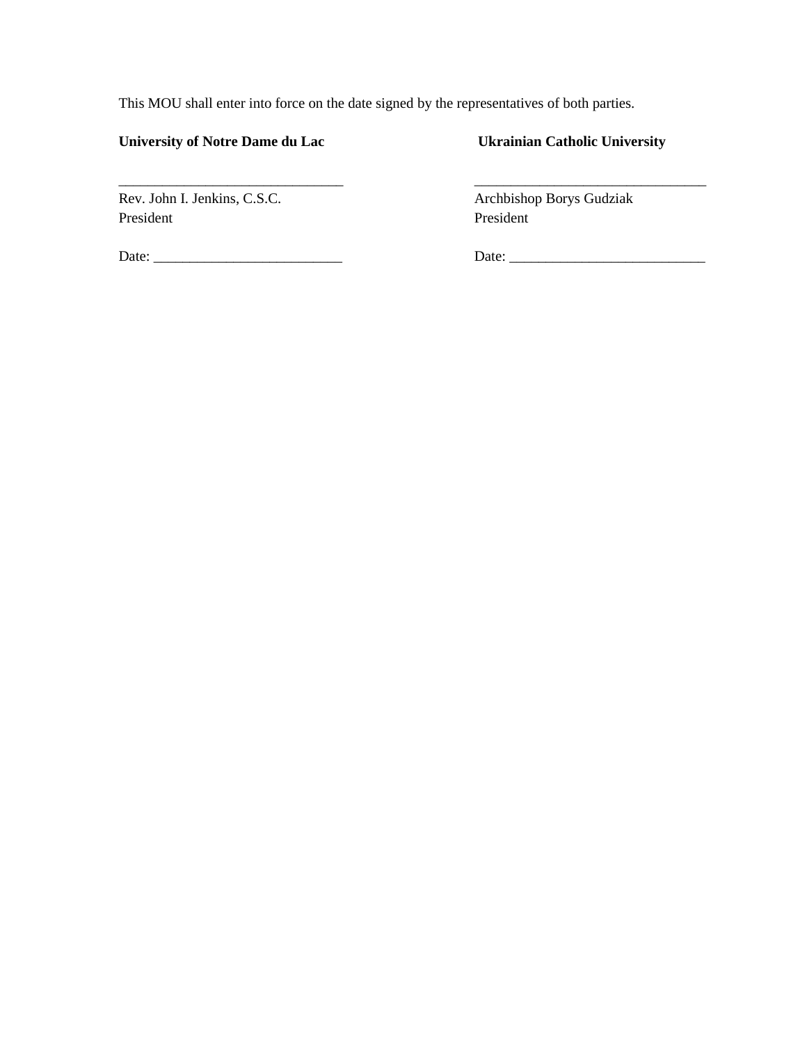This MOU shall enter into force on the date signed by the representatives of both parties.

| | |
|---|---|
| **University of Notre Dame du Lac** | **Ukrainian Catholic University** |
| _______________________________ | ________________________________ |
| Rev. John I. Jenkins, C.S.C. | Archbishop Borys Gudziak |
| President | President |
| Date: __________________________ | Date: ___________________________ |